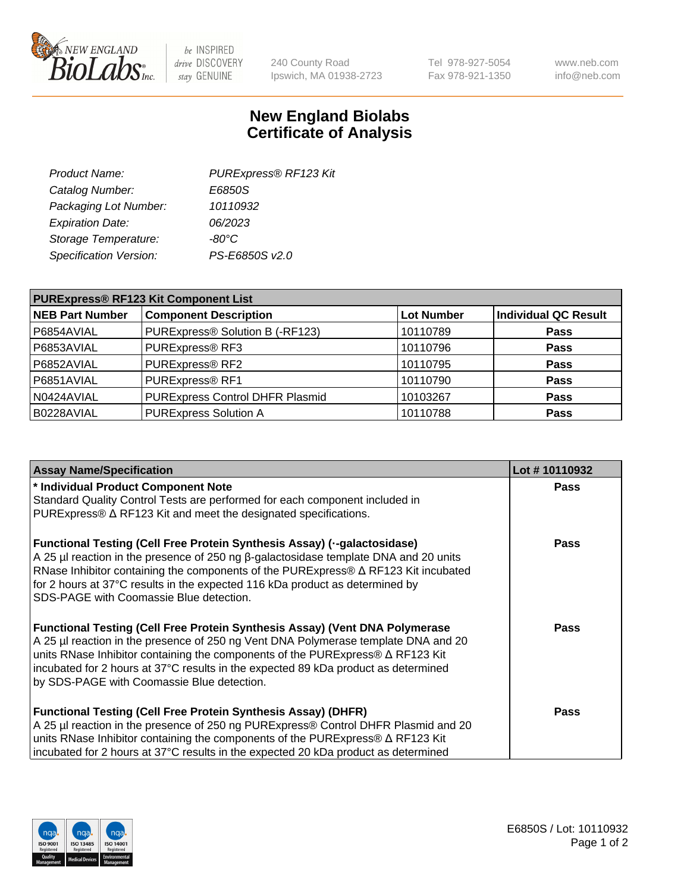# New England Biolabs Certificate of Analysis

| | |
|---|---|
| *Product Name:* | *PURExpress® RF123 Kit* |
| *Catalog Number:* | *E6850S* |
| *Packaging Lot Number:* | *10110932* |
| *Expiration Date:* | *06/2023* |
| *Storage Temperature:* | *-80°C* |
| *Specification Version:* | *PS-E6850S v2.0* |

| **PURExpress® RF123 Kit Component List** | | | |
|---|---|---|---|
| **NEB Part Number** | **Component Description** | **Lot Number** | **Individual QC Result** |
| P6854AVIAL | PURExpress® Solution B (-RF123) | 10110789 | **Pass** |
| P6853AVIAL | PURExpress® RF3 | 10110796 | **Pass** |
| P6852AVIAL | PURExpress® RF2 | 10110795 | **Pass** |
| P6851AVIAL | PURExpress® RF1 | 10110790 | **Pass** |
| N0424AVIAL | PURExpress Control DHFR Plasmid | 10103267 | **Pass** |
| B0228AVIAL | PURExpress Solution A | 10110788 | **Pass** |

| **Assay Name/Specification** | **Lot # 10110932** |
|---|---|
| **\* Individual Product Component Note**<br>Standard Quality Control Tests are performed for each component included in PURExpress® Δ RF123 Kit and meet the designated specifications. | **Pass** |
| **Functional Testing (Cell Free Protein Synthesis Assay) (·-galactosidase)**<br>A 25 µl reaction in the presence of 250 ng β-galactosidase template DNA and 20 units RNase Inhibitor containing the components of the PURExpress® Δ RF123 Kit incubated for 2 hours at 37°C results in the expected 116 kDa product as determined by SDS-PAGE with Coomassie Blue detection. | **Pass** |
| **Functional Testing (Cell Free Protein Synthesis Assay) (Vent DNA Polymerase**<br>A 25 µl reaction in the presence of 250 ng Vent DNA Polymerase template DNA and 20 units RNase Inhibitor containing the components of the PURExpress® Δ RF123 Kit incubated for 2 hours at 37°C results in the expected 89 kDa product as determined by SDS-PAGE with Coomassie Blue detection. | **Pass** |
| **Functional Testing (Cell Free Protein Synthesis Assay) (DHFR)**<br>A 25 µl reaction in the presence of 250 ng PURExpress® Control DHFR Plasmid and 20 units RNase Inhibitor containing the components of the PURExpress® Δ RF123 Kit incubated for 2 hours at 37°C results in the expected 20 kDa product as determined | **Pass** |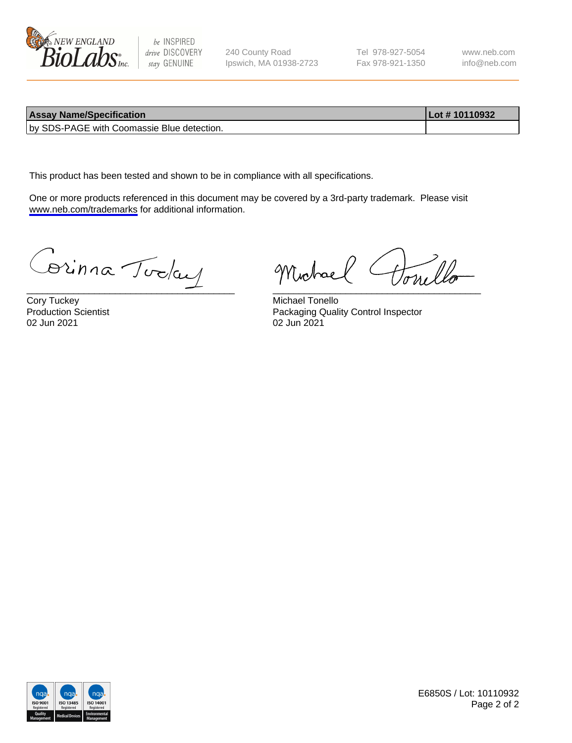| Assay Name/Specification | Lot # 10110932 |
|---|---|
| by SDS-PAGE with Coomassie Blue detection. | |

This product has been tested and shown to be in compliance with all specifications.

One or more products referenced in this document may be covered by a 3rd-party trademark. Please visit www.neb.com/trademarks for additional information.

Cory Tuckey
Production Scientist
02 Jun 2021

Michael Tonello
Packaging Quality Control Inspector
02 Jun 2021

E6850S / Lot: 10110932